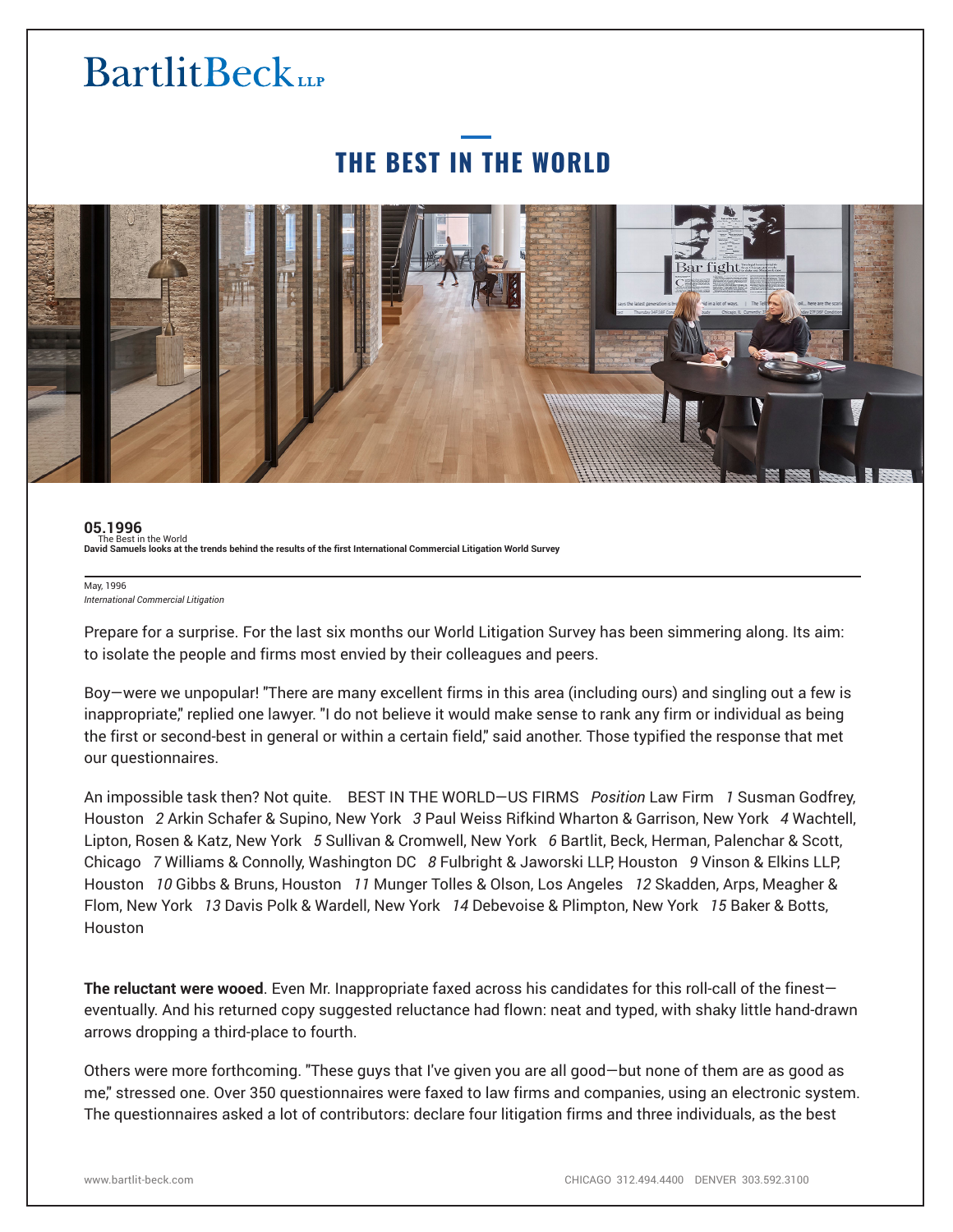# BartlitBeck LLP

## THE BEST IN THE WORLD

**05.1996**
The Best in the World
**David Samuels looks at the trends behind the results of the first International Commercial Litigation World Survey**

May, 1996
*International Commercial Litigation*

Prepare for a surprise. For the last six months our World Litigation Survey has been simmering along. Its aim: to isolate the people and firms most envied by their colleagues and peers.

Boy—were we unpopular! "There are many excellent firms in this area (including ours) and singling out a few is inappropriate," replied one lawyer. "I do not believe it would make sense to rank any firm or individual as being the first or second-best in general or within a certain field," said another. Those typified the response that met our questionnaires.

An impossible task then? Not quite.

BEST IN THE WORLD—US FIRMS

| *Position* | Law Firm |
|---|---|
| *1* | Susman Godfrey, Houston |
| *2* | Arkin Schafer & Supino, New York |
| *3* | Paul Weiss Rifkind Wharton & Garrison, New York |
| *4* | Wachtell, Lipton, Rosen & Katz, New York |
| *5* | Sullivan & Cromwell, New York |
| *6* | Bartlit, Beck, Herman, Palenchar & Scott, Chicago |
| *7* | Williams & Connolly, Washington DC |
| *8* | Fulbright & Jaworski LLP, Houston |
| *9* | Vinson & Elkins LLP, Houston |
| *10* | Gibbs & Bruns, Houston |
| *11* | Munger Tolles & Olson, Los Angeles |
| *12* | Skadden, Arps, Meagher & Flom, New York |
| *13* | Davis Polk & Wardell, New York |
| *14* | Debevoise & Plimpton, New York |
| *15* | Baker & Botts, Houston |

**The reluctant were wooed**. Even Mr. Inappropriate faxed across his candidates for this roll-call of the finest—eventually. And his returned copy suggested reluctance had flown: neat and typed, with shaky little hand-drawn arrows dropping a third-place to fourth.

Others were more forthcoming. "These guys that I've given you are all good—but none of them are as good as me," stressed one. Over 350 questionnaires were faxed to law firms and companies, using an electronic system. The questionnaires asked a lot of contributors: declare four litigation firms and three individuals, as the best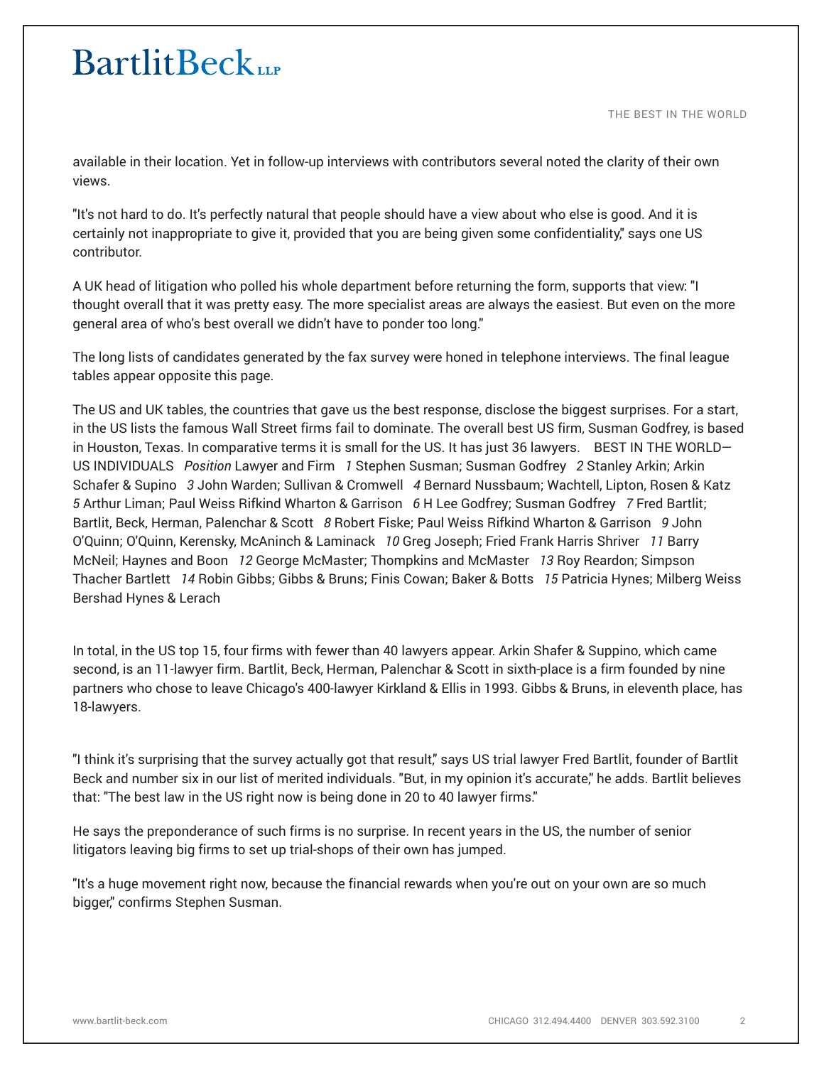available in their location. Yet in follow-up interviews with contributors several noted the clarity of their own views.

"It's not hard to do. It's perfectly natural that people should have a view about who else is good. And it is certainly not inappropriate to give it, provided that you are being given some confidentiality," says one US contributor.

A UK head of litigation who polled his whole department before returning the form, supports that view: "I thought overall that it was pretty easy. The more specialist areas are always the easiest. But even on the more general area of who's best overall we didn't have to ponder too long."

The long lists of candidates generated by the fax survey were honed in telephone interviews. The final league tables appear opposite this page.

The US and UK tables, the countries that gave us the best response, disclose the biggest surprises. For a start, in the US lists the famous Wall Street firms fail to dominate. The overall best US firm, Susman Godfrey, is based in Houston, Texas. In comparative terms it is small for the US. It has just 36 lawyers.

BEST IN THE WORLD—US INDIVIDUALS

| *Position* | Lawyer and Firm |
|---|---|
| *1* | Stephen Susman; Susman Godfrey |
| *2* | Stanley Arkin; Arkin Schafer & Supino |
| *3* | John Warden; Sullivan & Cromwell |
| *4* | Bernard Nussbaum; Wachtell, Lipton, Rosen & Katz |
| *5* | Arthur Liman; Paul Weiss Rifkind Wharton & Garrison |
| *6* | H Lee Godfrey; Susman Godfrey |
| *7* | Fred Bartlit; Bartlit, Beck, Herman, Palenchar & Scott |
| *8* | Robert Fiske; Paul Weiss Rifkind Wharton & Garrison |
| *9* | John O'Quinn; O'Quinn, Kerensky, McAninch & Laminack |
| *10* | Greg Joseph; Fried Frank Harris Shriver |
| *11* | Barry McNeil; Haynes and Boon |
| *12* | George McMaster; Thompkins and McMaster |
| *13* | Roy Reardon; Simpson Thacher Bartlett |
| *14* | Robin Gibbs; Gibbs & Bruns; Finis Cowan; Baker & Botts |
| *15* | Patricia Hynes; Milberg Weiss Bershad Hynes & Lerach |

In total, in the US top 15, four firms with fewer than 40 lawyers appear. Arkin Shafer & Suppino, which came second, is an 11-lawyer firm. Bartlit, Beck, Herman, Palenchar & Scott in sixth-place is a firm founded by nine partners who chose to leave Chicago's 400-lawyer Kirkland & Ellis in 1993. Gibbs & Bruns, in eleventh place, has 18-lawyers.

"I think it's surprising that the survey actually got that result," says US trial lawyer Fred Bartlit, founder of Bartlit Beck and number six in our list of merited individuals. "But, in my opinion it's accurate," he adds. Bartlit believes that: "The best law in the US right now is being done in 20 to 40 lawyer firms."

He says the preponderance of such firms is no surprise. In recent years in the US, the number of senior litigators leaving big firms to set up trial-shops of their own has jumped.

"It's a huge movement right now, because the financial rewards when you're out on your own are so much bigger," confirms Stephen Susman.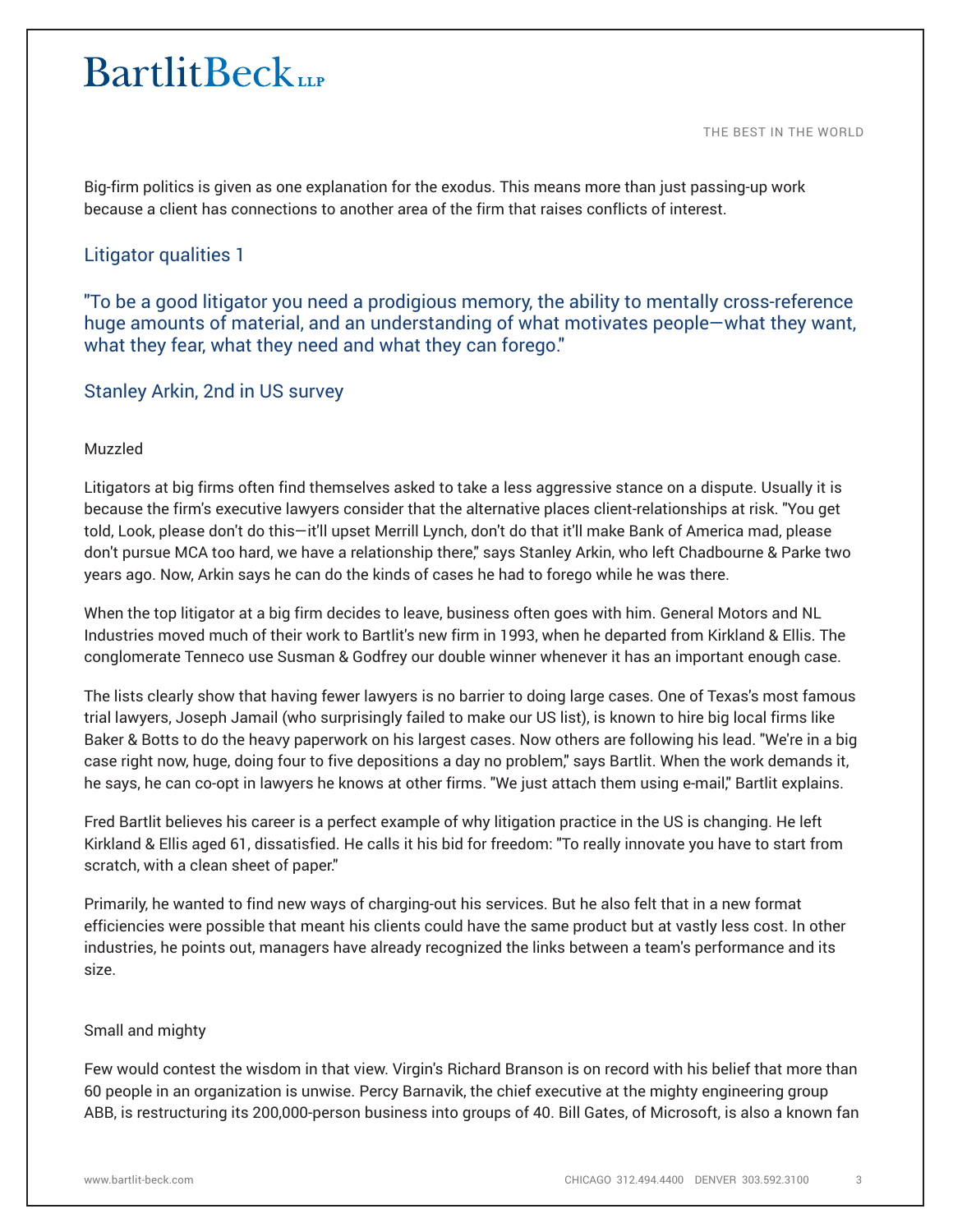Big-firm politics is given as one explanation for the exodus. This means more than just passing-up work because a client has connections to another area of the firm that raises conflicts of interest.

## Litigator qualities 1

"To be a good litigator you need a prodigious memory, the ability to mentally cross-reference huge amounts of material, and an understanding of what motivates people—what they want, what they fear, what they need and what they can forego."

Stanley Arkin, 2nd in US survey

### Muzzled

Litigators at big firms often find themselves asked to take a less aggressive stance on a dispute. Usually it is because the firm's executive lawyers consider that the alternative places client-relationships at risk. "You get told, Look, please don't do this—it'll upset Merrill Lynch, don't do that it'll make Bank of America mad, please don't pursue MCA too hard, we have a relationship there," says Stanley Arkin, who left Chadbourne & Parke two years ago. Now, Arkin says he can do the kinds of cases he had to forego while he was there.

When the top litigator at a big firm decides to leave, business often goes with him. General Motors and NL Industries moved much of their work to Bartlit's new firm in 1993, when he departed from Kirkland & Ellis. The conglomerate Tenneco use Susman & Godfrey our double winner whenever it has an important enough case.

The lists clearly show that having fewer lawyers is no barrier to doing large cases. One of Texas's most famous trial lawyers, Joseph Jamail (who surprisingly failed to make our US list), is known to hire big local firms like Baker & Botts to do the heavy paperwork on his largest cases. Now others are following his lead. "We're in a big case right now, huge, doing four to five depositions a day no problem," says Bartlit. When the work demands it, he says, he can co-opt in lawyers he knows at other firms. "We just attach them using e-mail," Bartlit explains.

Fred Bartlit believes his career is a perfect example of why litigation practice in the US is changing. He left Kirkland & Ellis aged 61, dissatisfied. He calls it his bid for freedom: "To really innovate you have to start from scratch, with a clean sheet of paper."

Primarily, he wanted to find new ways of charging-out his services. But he also felt that in a new format efficiencies were possible that meant his clients could have the same product but at vastly less cost. In other industries, he points out, managers have already recognized the links between a team's performance and its size.

### Small and mighty

Few would contest the wisdom in that view. Virgin's Richard Branson is on record with his belief that more than 60 people in an organization is unwise. Percy Barnavik, the chief executive at the mighty engineering group ABB, is restructuring its 200,000-person business into groups of 40. Bill Gates, of Microsoft, is also a known fan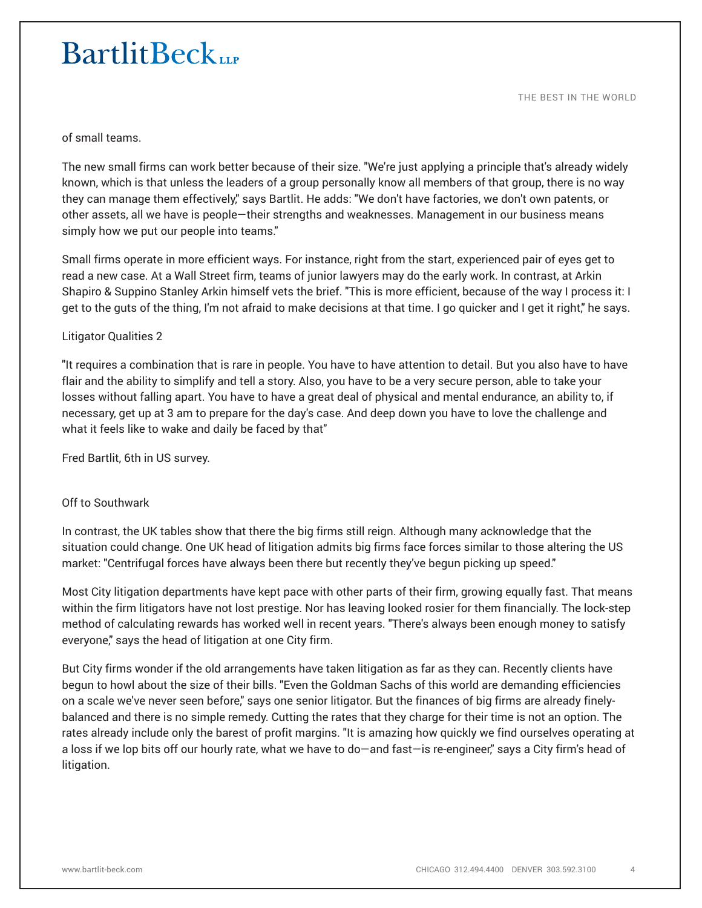of small teams.

The new small firms can work better because of their size. "We're just applying a principle that's already widely known, which is that unless the leaders of a group personally know all members of that group, there is no way they can manage them effectively," says Bartlit. He adds: "We don't have factories, we don't own patents, or other assets, all we have is people—their strengths and weaknesses. Management in our business means simply how we put our people into teams."

Small firms operate in more efficient ways. For instance, right from the start, experienced pair of eyes get to read a new case. At a Wall Street firm, teams of junior lawyers may do the early work. In contrast, at Arkin Shapiro & Suppino Stanley Arkin himself vets the brief. "This is more efficient, because of the way I process it: I get to the guts of the thing, I'm not afraid to make decisions at that time. I go quicker and I get it right," he says.

Litigator Qualities 2

"It requires a combination that is rare in people. You have to have attention to detail. But you also have to have flair and the ability to simplify and tell a story. Also, you have to be a very secure person, able to take your losses without falling apart. You have to have a great deal of physical and mental endurance, an ability to, if necessary, get up at 3 am to prepare for the day's case. And deep down you have to love the challenge and what it feels like to wake and daily be faced by that"

Fred Bartlit, 6th in US survey.

Off to Southwark

In contrast, the UK tables show that there the big firms still reign. Although many acknowledge that the situation could change. One UK head of litigation admits big firms face forces similar to those altering the US market: "Centrifugal forces have always been there but recently they've begun picking up speed."

Most City litigation departments have kept pace with other parts of their firm, growing equally fast. That means within the firm litigators have not lost prestige. Nor has leaving looked rosier for them financially. The lock-step method of calculating rewards has worked well in recent years. "There's always been enough money to satisfy everyone," says the head of litigation at one City firm.

But City firms wonder if the old arrangements have taken litigation as far as they can. Recently clients have begun to howl about the size of their bills. "Even the Goldman Sachs of this world are demanding efficiencies on a scale we've never seen before," says one senior litigator. But the finances of big firms are already finely-balanced and there is no simple remedy. Cutting the rates that they charge for their time is not an option. The rates already include only the barest of profit margins. "It is amazing how quickly we find ourselves operating at a loss if we lop bits off our hourly rate, what we have to do—and fast—is re-engineer," says a City firm's head of litigation.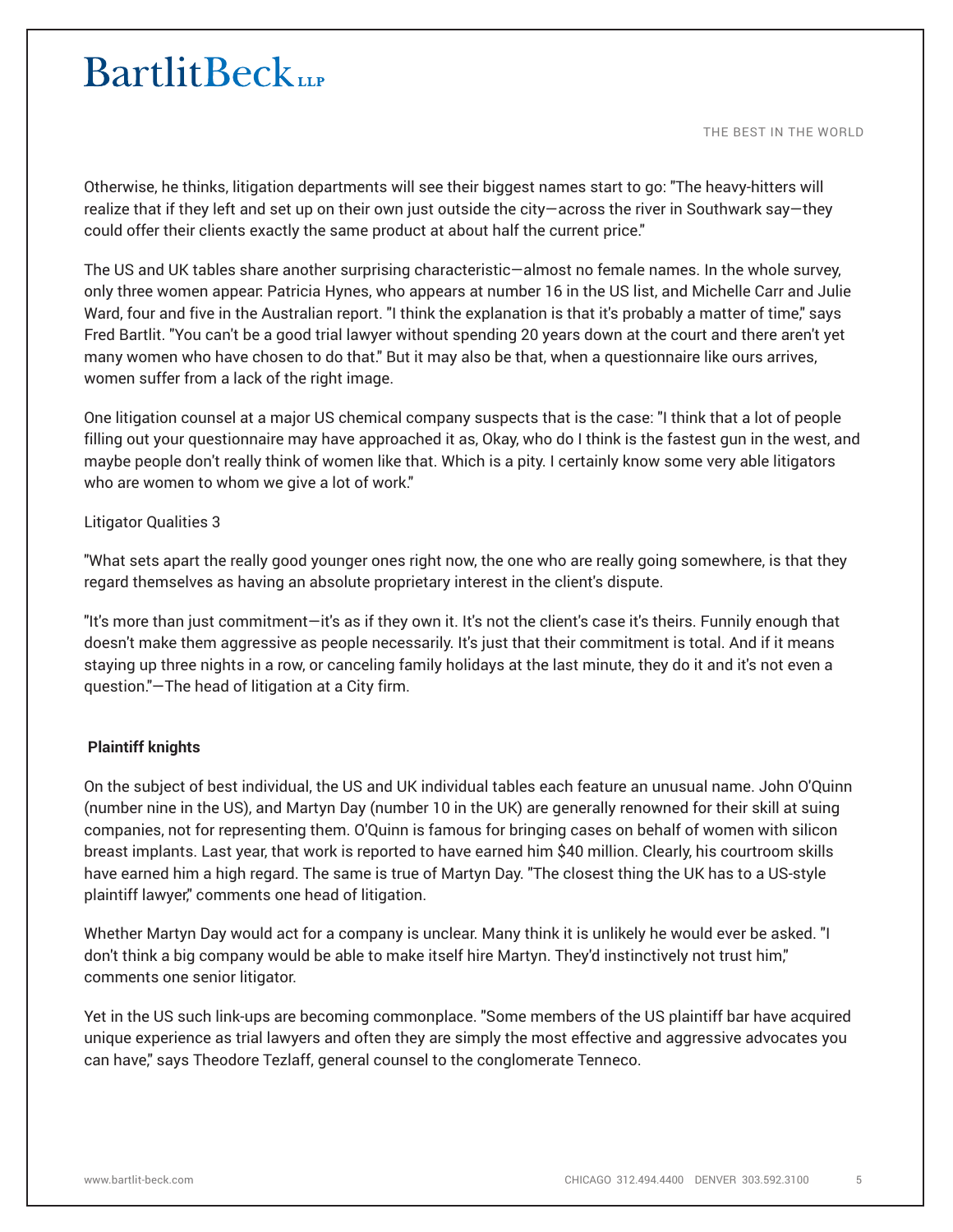Otherwise, he thinks, litigation departments will see their biggest names start to go: "The heavy-hitters will realize that if they left and set up on their own just outside the city—across the river in Southwark say—they could offer their clients exactly the same product at about half the current price."

The US and UK tables share another surprising characteristic—almost no female names. In the whole survey, only three women appear: Patricia Hynes, who appears at number 16 in the US list, and Michelle Carr and Julie Ward, four and five in the Australian report. "I think the explanation is that it's probably a matter of time," says Fred Bartlit. "You can't be a good trial lawyer without spending 20 years down at the court and there aren't yet many women who have chosen to do that." But it may also be that, when a questionnaire like ours arrives, women suffer from a lack of the right image.

One litigation counsel at a major US chemical company suspects that is the case: "I think that a lot of people filling out your questionnaire may have approached it as, Okay, who do I think is the fastest gun in the west, and maybe people don't really think of women like that. Which is a pity. I certainly know some very able litigators who are women to whom we give a lot of work."

Litigator Qualities 3

"What sets apart the really good younger ones right now, the one who are really going somewhere, is that they regard themselves as having an absolute proprietary interest in the client's dispute.

"It's more than just commitment—it's as if they own it. It's not the client's case it's theirs. Funnily enough that doesn't make them aggressive as people necessarily. It's just that their commitment is total. And if it means staying up three nights in a row, or canceling family holidays at the last minute, they do it and it's not even a question."—The head of litigation at a City firm.

**Plaintiff knights**

On the subject of best individual, the US and UK individual tables each feature an unusual name. John O'Quinn (number nine in the US), and Martyn Day (number 10 in the UK) are generally renowned for their skill at suing companies, not for representing them. O'Quinn is famous for bringing cases on behalf of women with silicon breast implants. Last year, that work is reported to have earned him $40 million. Clearly, his courtroom skills have earned him a high regard. The same is true of Martyn Day. "The closest thing the UK has to a US-style plaintiff lawyer," comments one head of litigation.

Whether Martyn Day would act for a company is unclear. Many think it is unlikely he would ever be asked. "I don't think a big company would be able to make itself hire Martyn. They'd instinctively not trust him," comments one senior litigator.

Yet in the US such link-ups are becoming commonplace. "Some members of the US plaintiff bar have acquired unique experience as trial lawyers and often they are simply the most effective and aggressive advocates you can have," says Theodore Tezlaff, general counsel to the conglomerate Tenneco.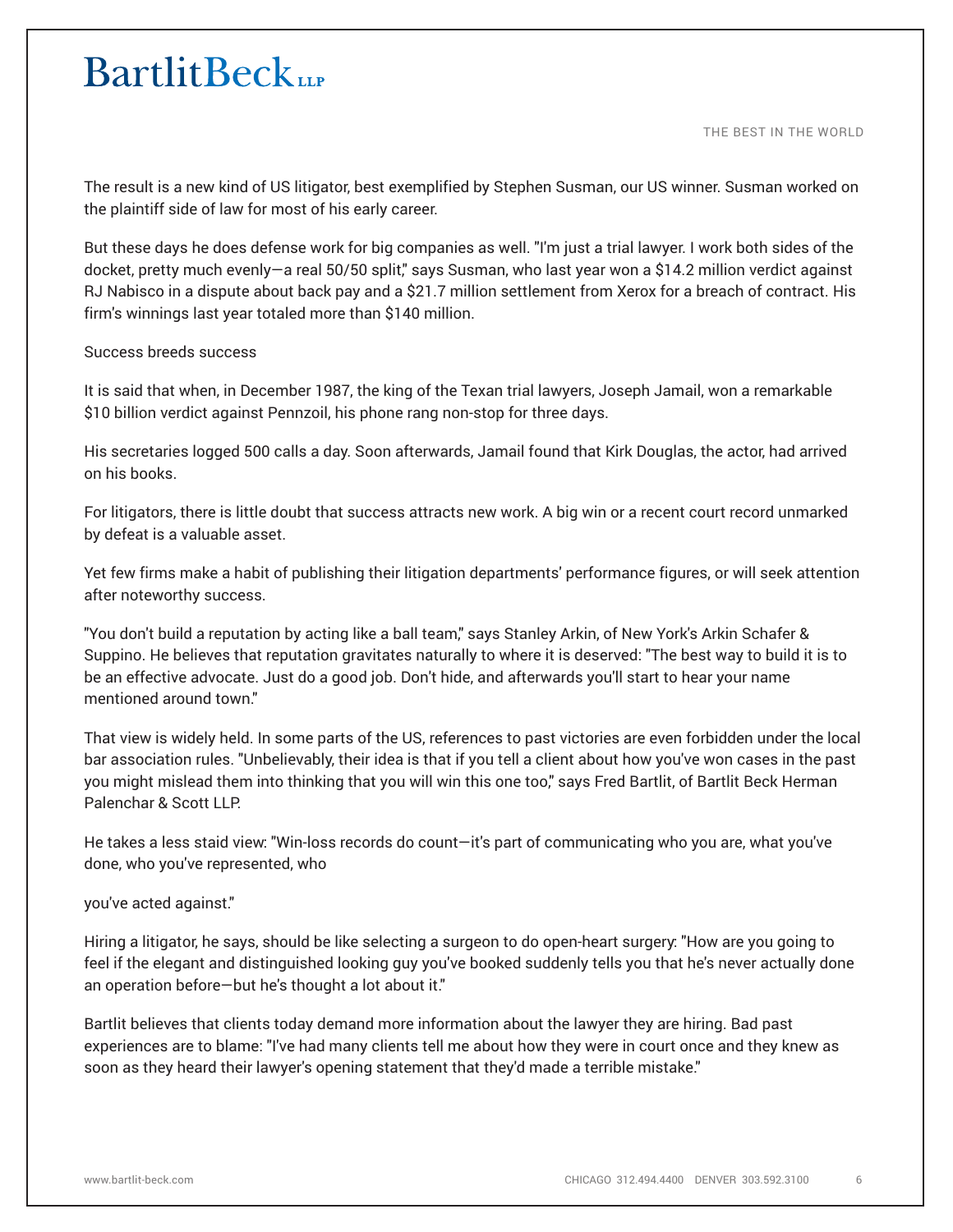The result is a new kind of US litigator, best exemplified by Stephen Susman, our US winner. Susman worked on the plaintiff side of law for most of his early career.

But these days he does defense work for big companies as well. "I'm just a trial lawyer. I work both sides of the docket, pretty much evenly—a real 50/50 split," says Susman, who last year won a $14.2 million verdict against RJ Nabisco in a dispute about back pay and a $21.7 million settlement from Xerox for a breach of contract. His firm's winnings last year totaled more than $140 million.

Success breeds success

It is said that when, in December 1987, the king of the Texan trial lawyers, Joseph Jamail, won a remarkable $10 billion verdict against Pennzoil, his phone rang non-stop for three days.

His secretaries logged 500 calls a day. Soon afterwards, Jamail found that Kirk Douglas, the actor, had arrived on his books.

For litigators, there is little doubt that success attracts new work. A big win or a recent court record unmarked by defeat is a valuable asset.

Yet few firms make a habit of publishing their litigation departments' performance figures, or will seek attention after noteworthy success.

"You don't build a reputation by acting like a ball team," says Stanley Arkin, of New York's Arkin Schafer & Suppino. He believes that reputation gravitates naturally to where it is deserved: "The best way to build it is to be an effective advocate. Just do a good job. Don't hide, and afterwards you'll start to hear your name mentioned around town."

That view is widely held. In some parts of the US, references to past victories are even forbidden under the local bar association rules. "Unbelievably, their idea is that if you tell a client about how you've won cases in the past you might mislead them into thinking that you will win this one too," says Fred Bartlit, of Bartlit Beck Herman Palenchar & Scott LLP.

He takes a less staid view: "Win-loss records do count—it's part of communicating who you are, what you've done, who you've represented, who you've acted against."

Hiring a litigator, he says, should be like selecting a surgeon to do open-heart surgery: "How are you going to feel if the elegant and distinguished looking guy you've booked suddenly tells you that he's never actually done an operation before—but he's thought a lot about it."

Bartlit believes that clients today demand more information about the lawyer they are hiring. Bad past experiences are to blame: "I've had many clients tell me about how they were in court once and they knew as soon as they heard their lawyer's opening statement that they'd made a terrible mistake."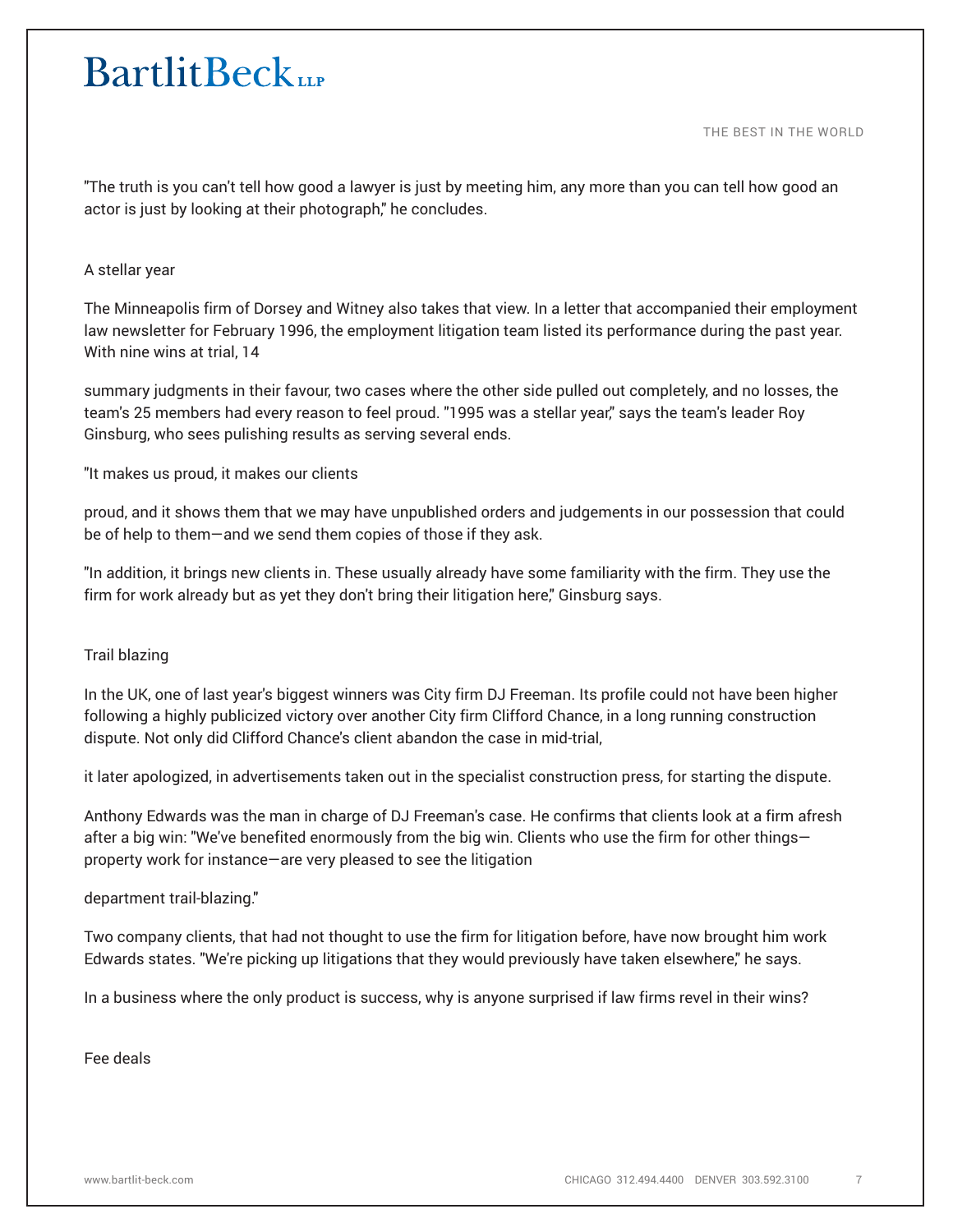"The truth is you can't tell how good a lawyer is just by meeting him, any more than you can tell how good an actor is just by looking at their photograph," he concludes.

## A stellar year

The Minneapolis firm of Dorsey and Witney also takes that view. In a letter that accompanied their employment law newsletter for February 1996, the employment litigation team listed its performance during the past year. With nine wins at trial, 14

summary judgments in their favour, two cases where the other side pulled out completely, and no losses, the team's 25 members had every reason to feel proud. "1995 was a stellar year," says the team's leader Roy Ginsburg, who sees pulishing results as serving several ends.

"It makes us proud, it makes our clients

proud, and it shows them that we may have unpublished orders and judgements in our possession that could be of help to them—and we send them copies of those if they ask.

"In addition, it brings new clients in. These usually already have some familiarity with the firm. They use the firm for work already but as yet they don't bring their litigation here," Ginsburg says.

## Trail blazing

In the UK, one of last year's biggest winners was City firm DJ Freeman. Its profile could not have been higher following a highly publicized victory over another City firm Clifford Chance, in a long running construction dispute. Not only did Clifford Chance's client abandon the case in mid-trial,

it later apologized, in advertisements taken out in the specialist construction press, for starting the dispute.

Anthony Edwards was the man in charge of DJ Freeman's case. He confirms that clients look at a firm afresh after a big win: "We've benefited enormously from the big win. Clients who use the firm for other things—property work for instance—are very pleased to see the litigation

department trail-blazing."

Two company clients, that had not thought to use the firm for litigation before, have now brought him work Edwards states. "We're picking up litigations that they would previously have taken elsewhere," he says.

In a business where the only product is success, why is anyone surprised if law firms revel in their wins?

## Fee deals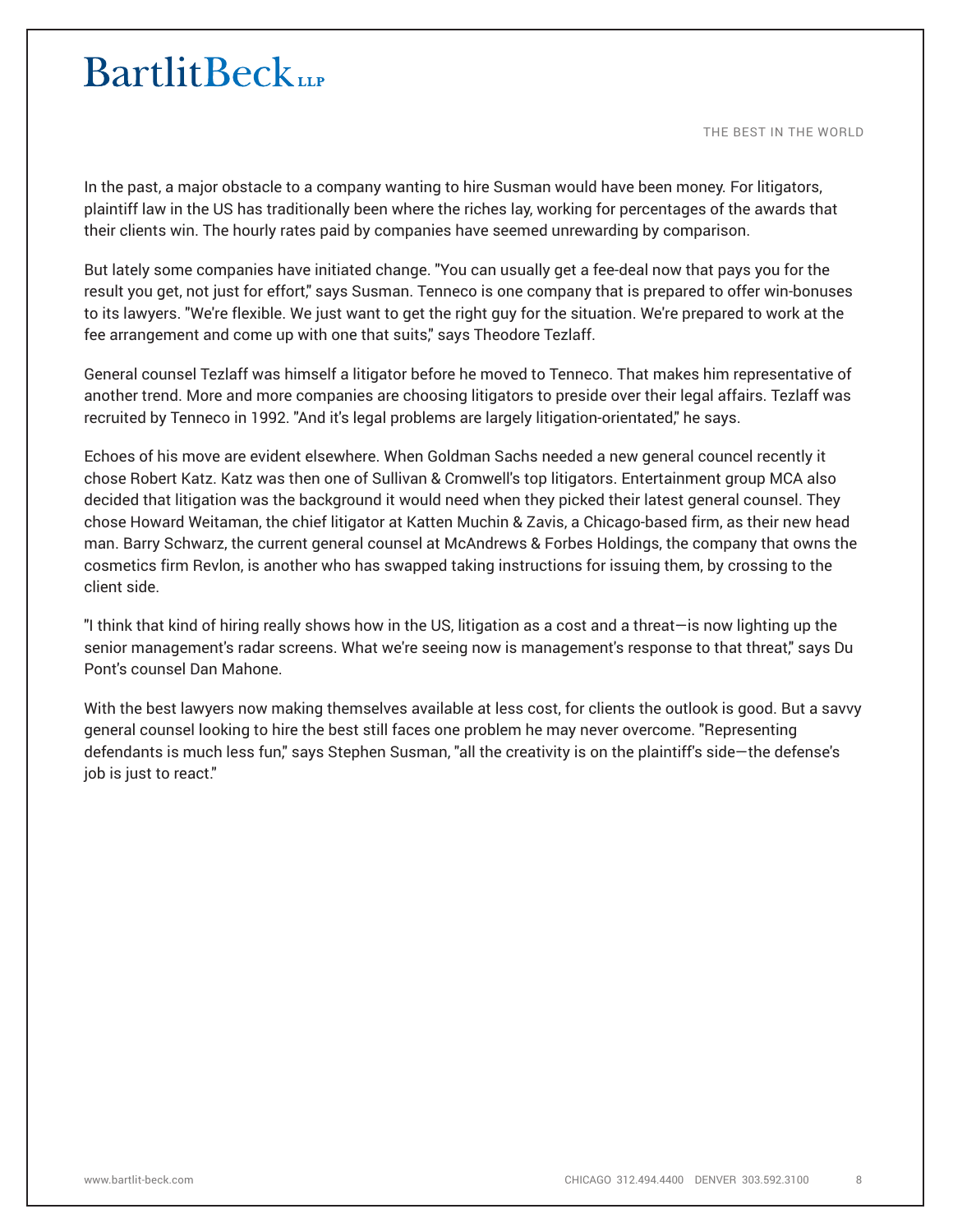In the past, a major obstacle to a company wanting to hire Susman would have been money. For litigators, plaintiff law in the US has traditionally been where the riches lay, working for percentages of the awards that their clients win. The hourly rates paid by companies have seemed unrewarding by comparison.

But lately some companies have initiated change. "You can usually get a fee-deal now that pays you for the result you get, not just for effort," says Susman. Tenneco is one company that is prepared to offer win-bonuses to its lawyers. "We're flexible. We just want to get the right guy for the situation. We're prepared to work at the fee arrangement and come up with one that suits," says Theodore Tezlaff.

General counsel Tezlaff was himself a litigator before he moved to Tenneco. That makes him representative of another trend. More and more companies are choosing litigators to preside over their legal affairs. Tezlaff was recruited by Tenneco in 1992. "And it's legal problems are largely litigation-orientated," he says.

Echoes of his move are evident elsewhere. When Goldman Sachs needed a new general councel recently it chose Robert Katz. Katz was then one of Sullivan & Cromwell's top litigators. Entertainment group MCA also decided that litigation was the background it would need when they picked their latest general counsel. They chose Howard Weitaman, the chief litigator at Katten Muchin & Zavis, a Chicago-based firm, as their new head man. Barry Schwarz, the current general counsel at McAndrews & Forbes Holdings, the company that owns the cosmetics firm Revlon, is another who has swapped taking instructions for issuing them, by crossing to the client side.

"I think that kind of hiring really shows how in the US, litigation as a cost and a threat—is now lighting up the senior management's radar screens. What we're seeing now is management's response to that threat," says Du Pont's counsel Dan Mahone.

With the best lawyers now making themselves available at less cost, for clients the outlook is good. But a savvy general counsel looking to hire the best still faces one problem he may never overcome. "Representing defendants is much less fun," says Stephen Susman, "all the creativity is on the plaintiff's side—the defense's job is just to react."